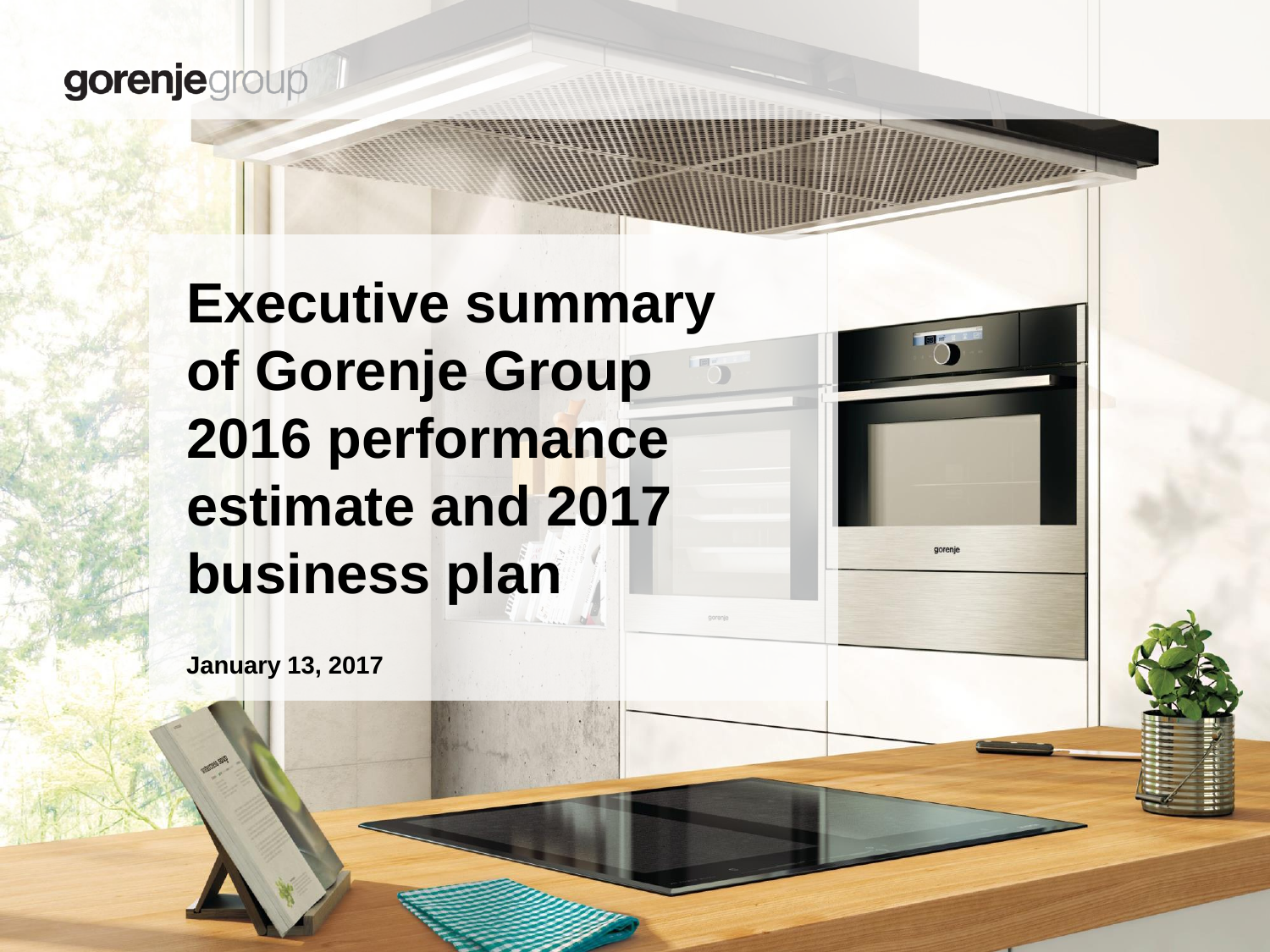gorenjegroup

# Executive summary of Gorenje Group 2016 performance estimate and 2017 business plan

**January 13, 2017**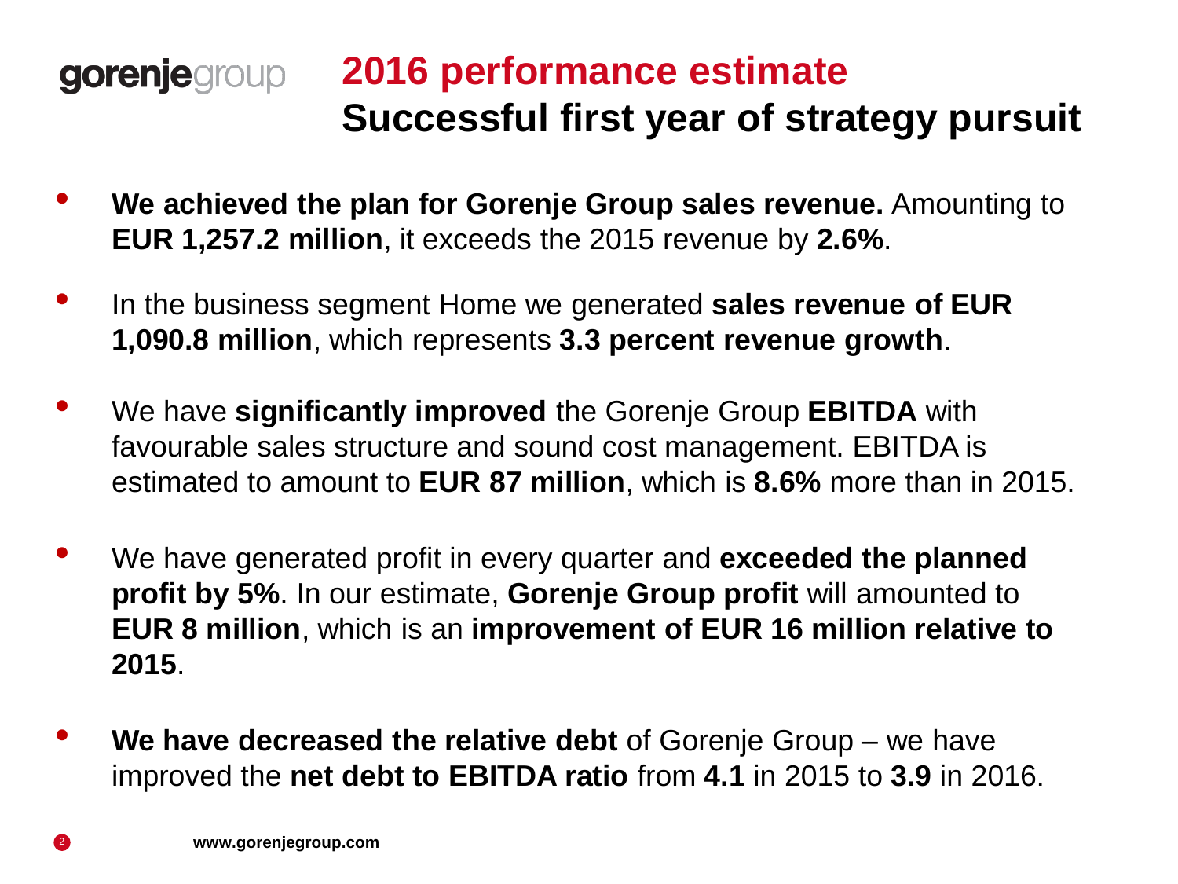gorenjegroup

# 2016 performance estimate
## Successful first year of strategy pursuit

- **We achieved the plan for Gorenje Group sales revenue.** Amounting to **EUR 1,257.2 million**, it exceeds the 2015 revenue by **2.6%**.
- In the business segment Home we generated **sales revenue of EUR 1,090.8 million**, which represents **3.3 percent revenue growth**.
- We have **significantly improved** the Gorenje Group **EBITDA** with favourable sales structure and sound cost management. EBITDA is estimated to amount to **EUR 87 million**, which is **8.6%** more than in 2015.
- We have generated profit in every quarter and **exceeded the planned profit by 5%**. In our estimate, **Gorenje Group profit** will amounted to **EUR 8 million**, which is an **improvement of EUR 16 million relative to 2015**.
- **We have decreased the relative debt** of Gorenje Group – we have improved the **net debt to EBITDA ratio** from **4.1** in 2015 to **3.9** in 2016.

**www.gorenjegroup.com**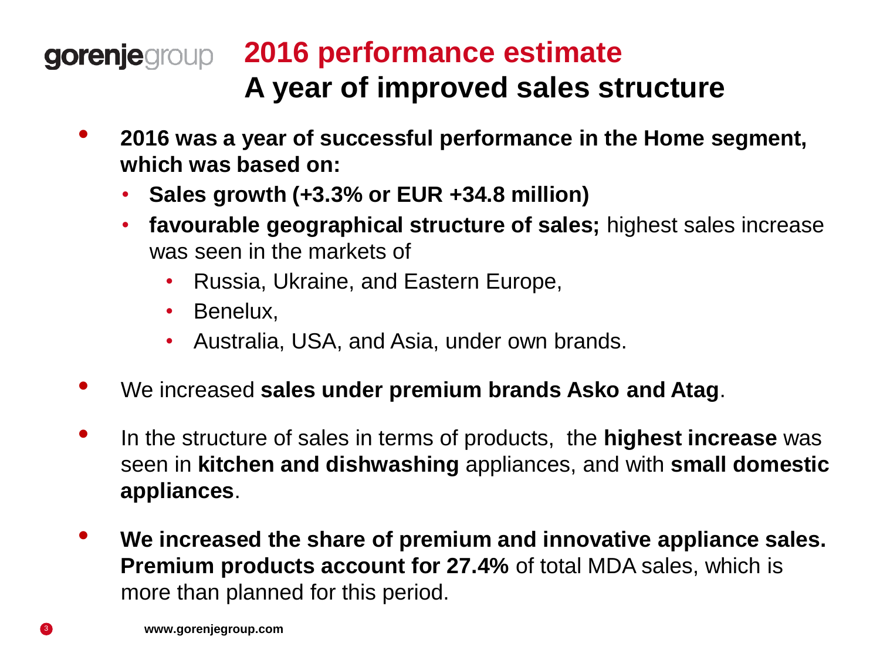# 2016 performance estimate

## A year of improved sales structure

- **2016 was a year of successful performance in the Home segment, which was based on:**
  - **Sales growth (+3.3% or EUR +34.8 million)**
  - **favourable geographical structure of sales;** highest sales increase was seen in the markets of
    - Russia, Ukraine, and Eastern Europe,
    - Benelux,
    - Australia, USA, and Asia, under own brands.
- We increased **sales under premium brands Asko and Atag**.
- In the structure of sales in terms of products, the **highest increase** was seen in **kitchen and dishwashing** appliances, and with **small domestic appliances**.
- **We increased the share of premium and innovative appliance sales. Premium products account for 27.4%** of total MDA sales, which is more than planned for this period.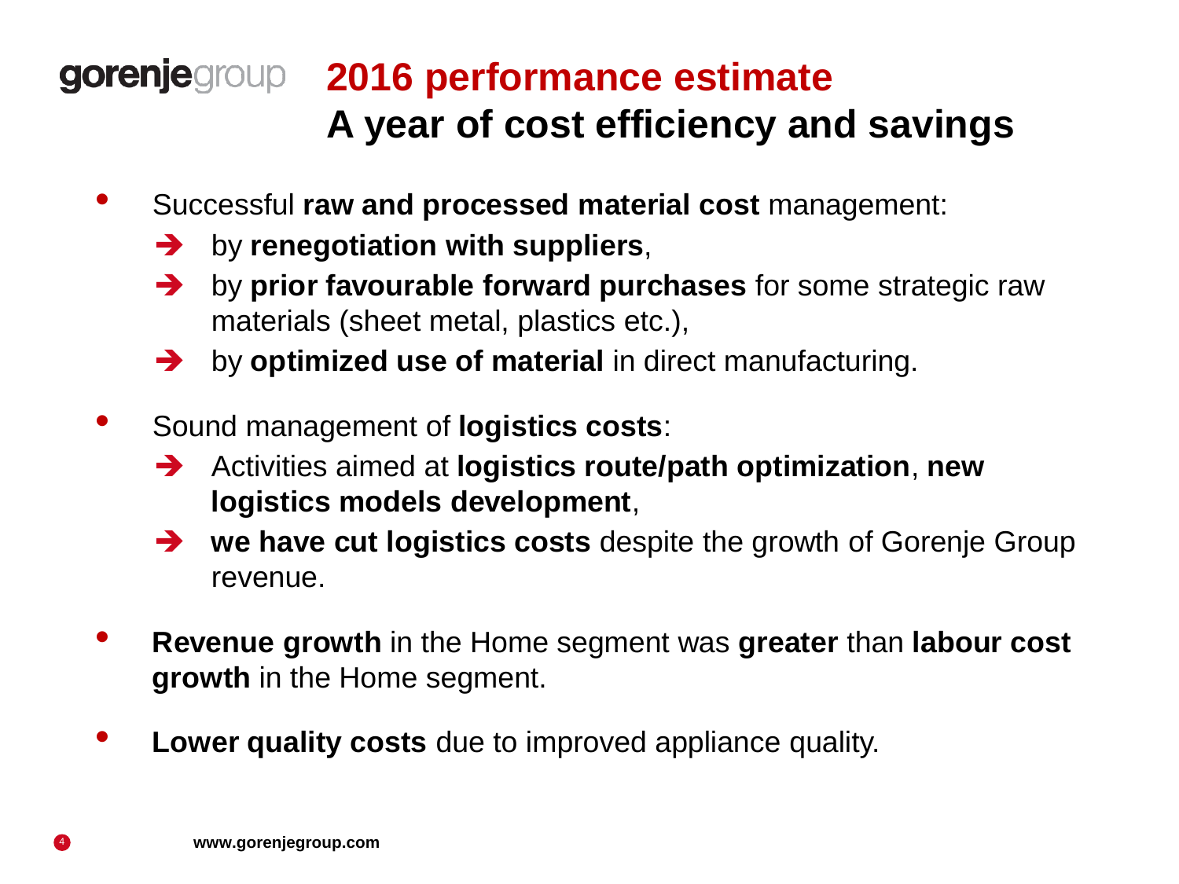# 2016 performance estimate

## A year of cost efficiency and savings

- Successful **raw and processed material cost** management:
  - ➔ by **renegotiation with suppliers**,
  - ➔ by **prior favourable forward purchases** for some strategic raw materials (sheet metal, plastics etc.),
  - ➔ by **optimized use of material** in direct manufacturing.
- Sound management of **logistics costs**:
  - ➔ Activities aimed at **logistics route/path optimization**, **new logistics models development**,
  - ➔ **we have cut logistics costs** despite the growth of Gorenje Group revenue.
- **Revenue growth** in the Home segment was **greater** than **labour cost growth** in the Home segment.
- **Lower quality costs** due to improved appliance quality.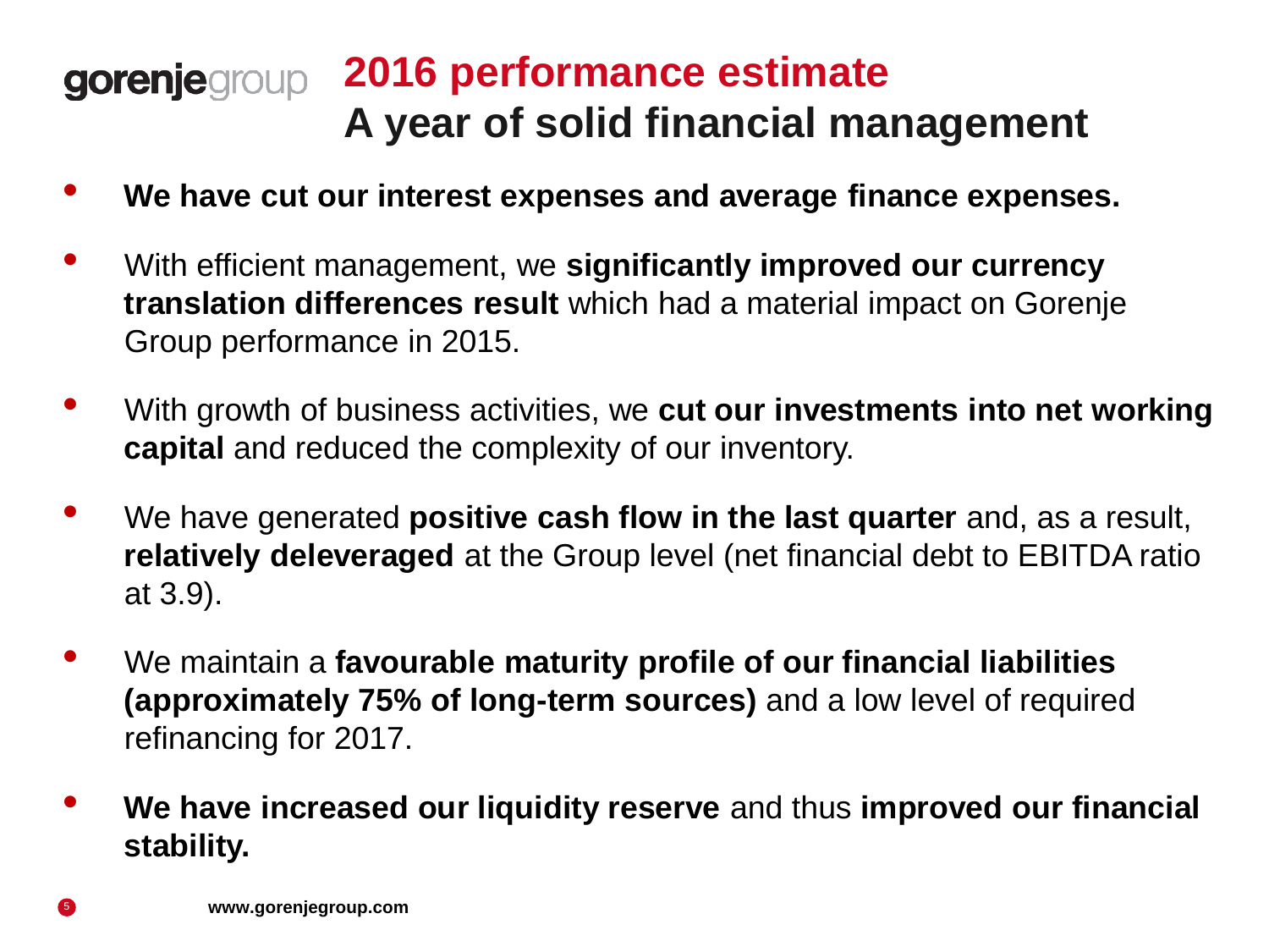# 2016 performance estimate
## A year of solid financial management

- **We have cut our interest expenses and average finance expenses.**
- With efficient management, we **significantly improved our currency translation differences result** which had a material impact on Gorenje Group performance in 2015.
- With growth of business activities, we **cut our investments into net working capital** and reduced the complexity of our inventory.
- We have generated **positive cash flow in the last quarter** and, as a result, **relatively deleveraged** at the Group level (net financial debt to EBITDA ratio at 3.9).
- We maintain a **favourable maturity profile of our financial liabilities (approximately 75% of long-term sources)** and a low level of required refinancing for 2017.
- **We have increased our liquidity reserve** and thus **improved our financial stability.**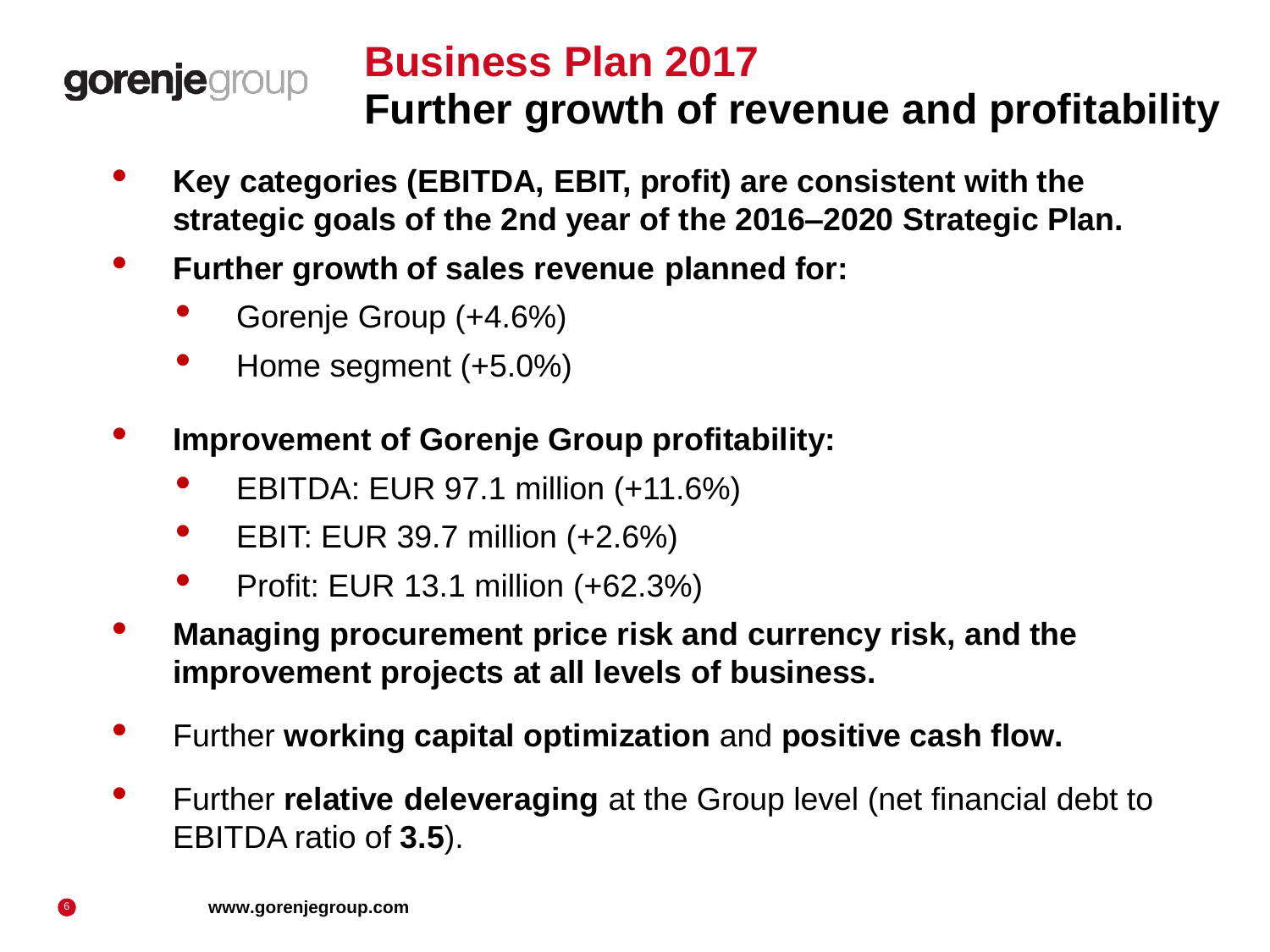# Business Plan 2017
## Further growth of revenue and profitability

- **Key categories (EBITDA, EBIT, profit) are consistent with the strategic goals of the 2nd year of the 2016–2020 Strategic Plan.**
- **Further growth of sales revenue planned for:**
  - Gorenje Group (+4.6%)
  - Home segment (+5.0%)
- **Improvement of Gorenje Group profitability:**
  - EBITDA: EUR 97.1 million (+11.6%)
  - EBIT: EUR 39.7 million (+2.6%)
  - Profit: EUR 13.1 million (+62.3%)
- **Managing procurement price risk and currency risk, and the improvement projects at all levels of business.**
- Further **working capital optimization** and **positive cash flow.**
- Further **relative deleveraging** at the Group level (net financial debt to EBITDA ratio of **3.5**).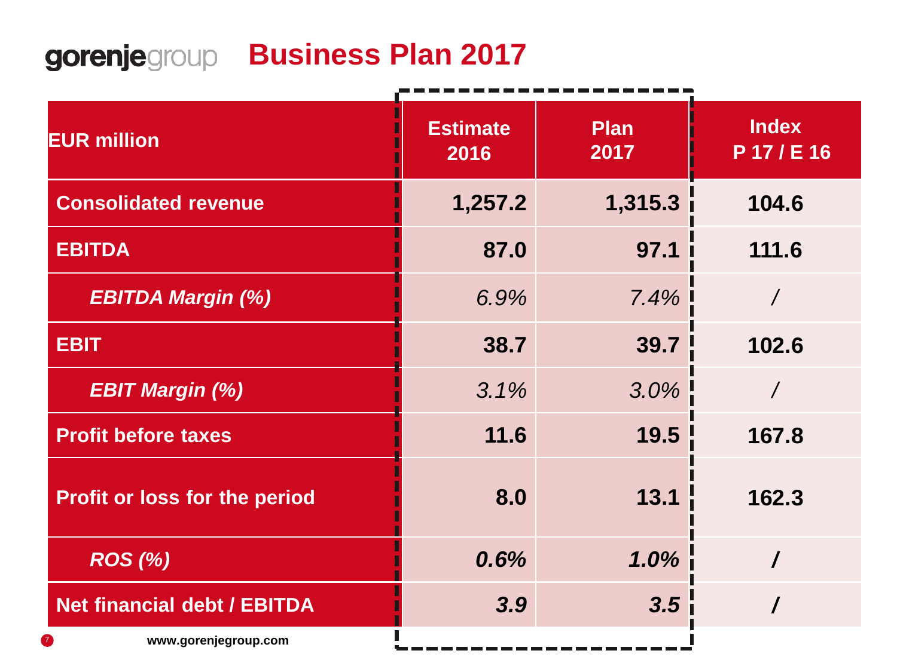# Business Plan 2017

| EUR million | Estimate 2016 | Plan 2017 | Index P 17 / E 16 |
|---|---|---|---|
| **Consolidated revenue** | **1,257.2** | **1,315.3** | **104.6** |
| **EBITDA** | **87.0** | **97.1** | **111.6** |
| ***EBITDA Margin (%)*** | *6.9%* | *7.4%* | / |
| **EBIT** | **38.7** | **39.7** | **102.6** |
| ***EBIT Margin (%)*** | *3.1%* | *3.0%* | / |
| **Profit before taxes** | **11.6** | **19.5** | **167.8** |
| **Profit or loss for the period** | **8.0** | **13.1** | **162.3** |
| ***ROS (%)*** | ***0.6%*** | ***1.0%*** | **/** |
| **Net financial debt / EBITDA** | ***3.9*** | ***3.5*** | **/** |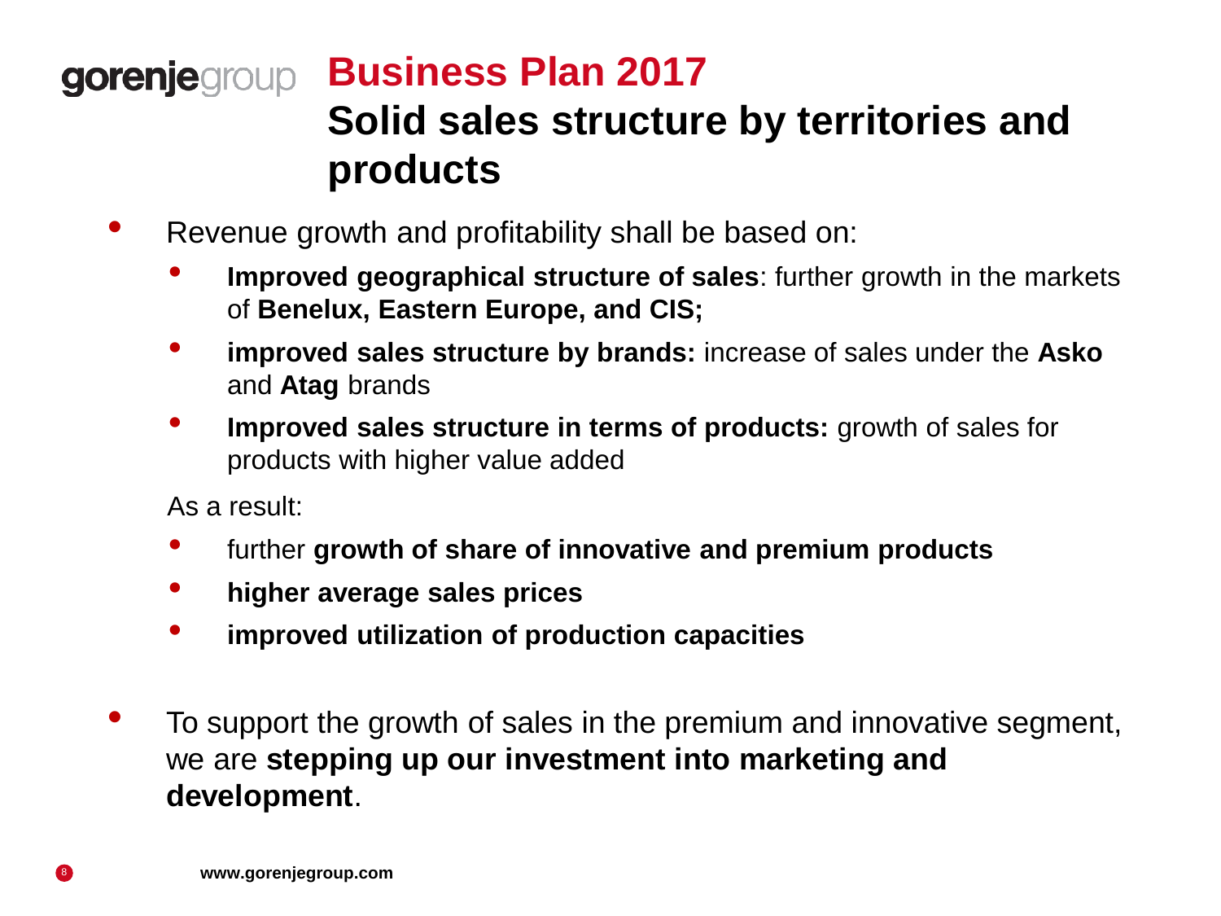# Business Plan 2017

## Solid sales structure by territories and products

- Revenue growth and profitability shall be based on:
  - **Improved geographical structure of sales**: further growth in the markets of **Benelux, Eastern Europe, and CIS;**
  - **improved sales structure by brands:** increase of sales under the **Asko** and **Atag** brands
  - **Improved sales structure in terms of products:** growth of sales for products with higher value added

  As a result:

  - further **growth of share of innovative and premium products**
  - **higher average sales prices**
  - **improved utilization of production capacities**

- To support the growth of sales in the premium and innovative segment, we are **stepping up our investment into marketing and development**.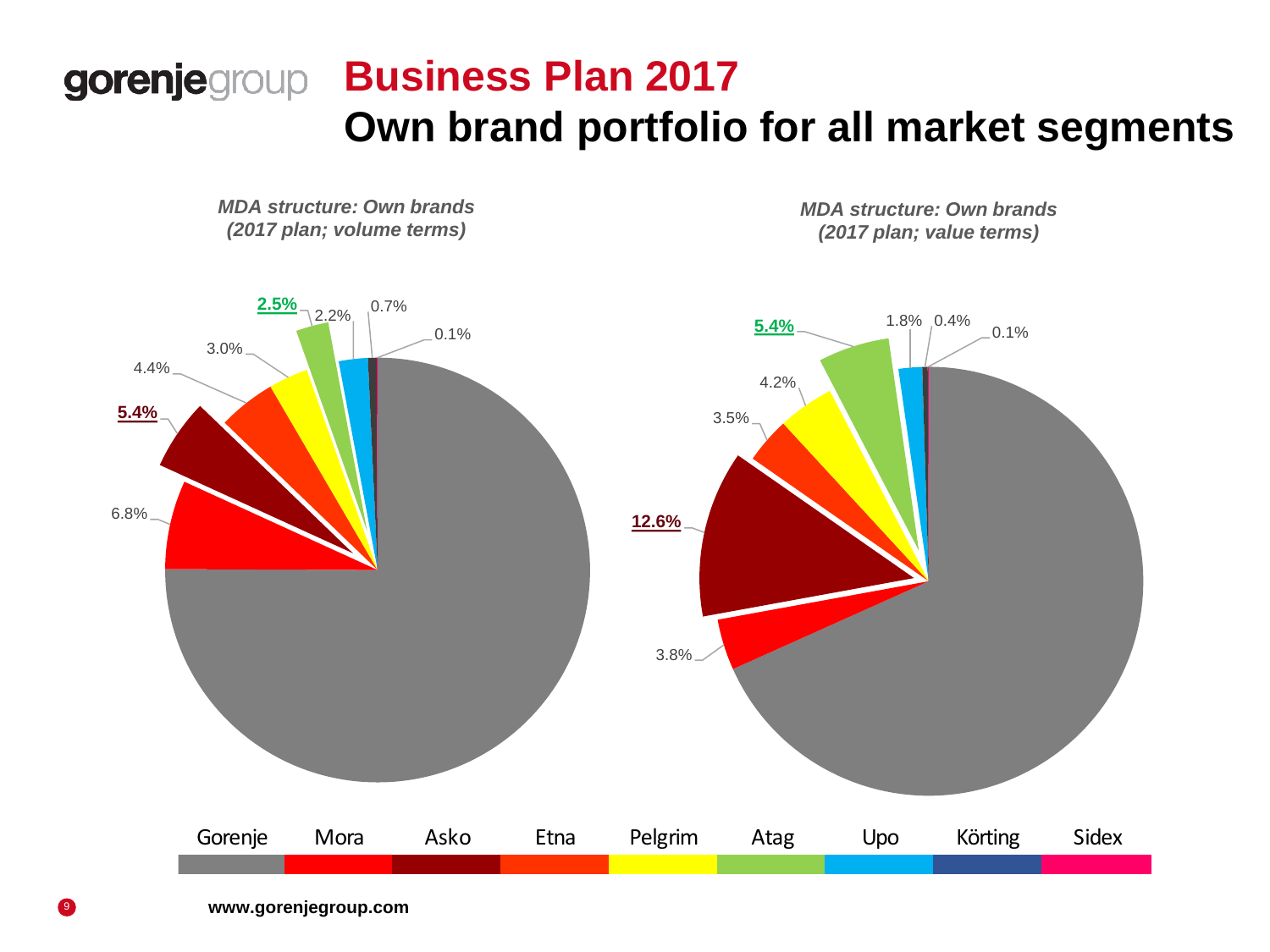# Business Plan 2017

## Own brand portfolio for all market segments

*MDA structure: Own brands (2017 plan; volume terms)*

6.8%
**5.4%**
4.4%
3.0%
**2.5%**
2.2%
0.7%
0.1%

*MDA structure: Own brands (2017 plan; value terms)*

3.8%
**12.6%**
3.5%
4.2%
**5.4%**
1.8%
0.4%
0.1%

Gorenje | Mora | Asko | Etna | Pelgrim | Atag | Upo | Körting | Sidex

**www.gorenjegroup.com**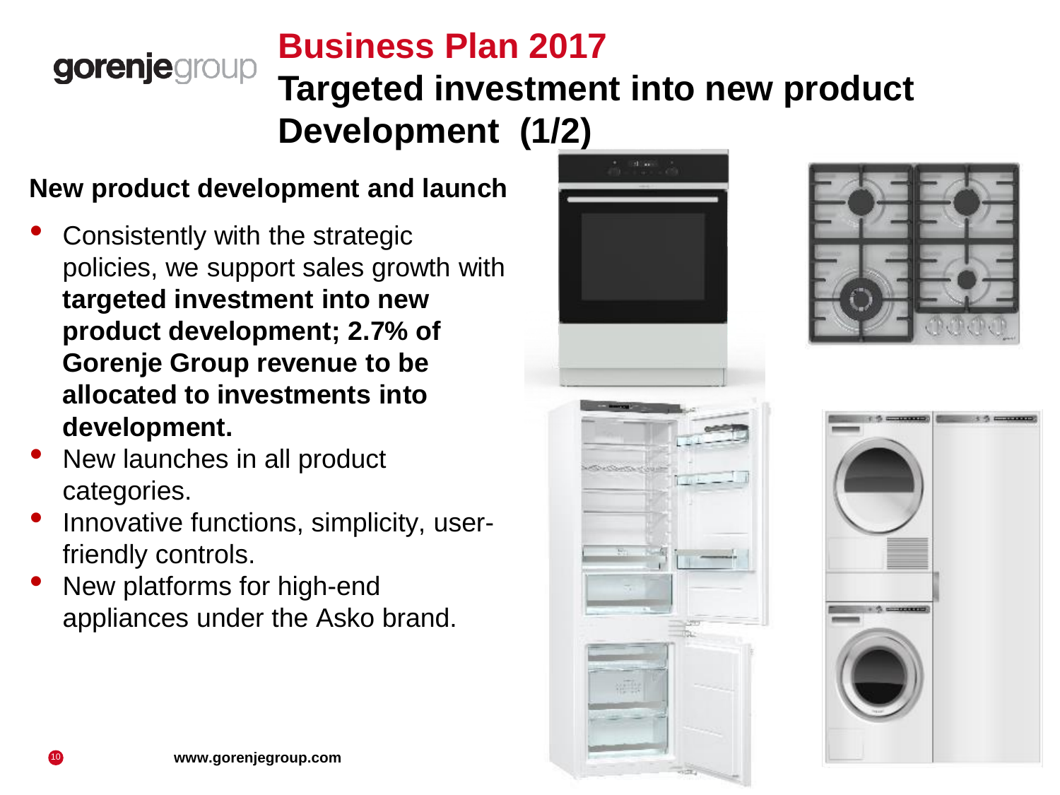# Business Plan 2017

## Targeted investment into new product Development (1/2)

### New product development and launch

- Consistently with the strategic policies, we support sales growth with **targeted investment into new product development; 2.7% of Gorenje Group revenue to be allocated to investments into development.**
- New launches in all product categories.
- Innovative functions, simplicity, user-friendly controls.
- New platforms for high-end appliances under the Asko brand.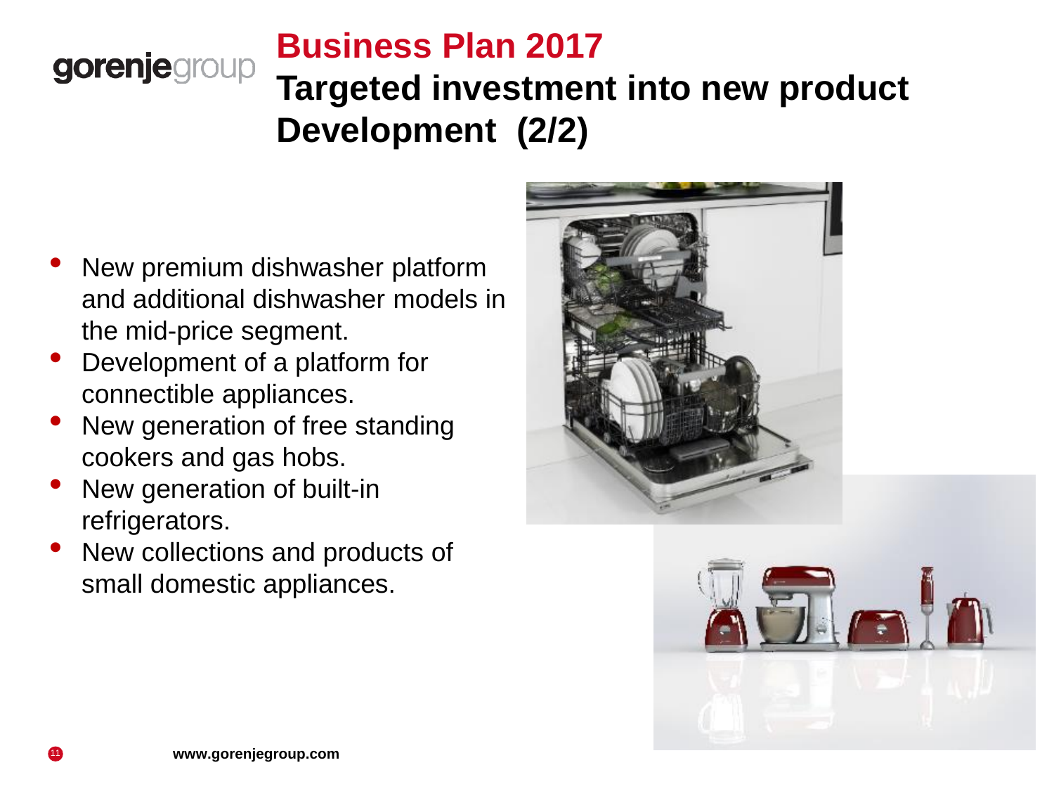# Business Plan 2017

## Targeted investment into new product Development (2/2)

- New premium dishwasher platform and additional dishwasher models in the mid-price segment.
- Development of a platform for connectible appliances.
- New generation of free standing cookers and gas hobs.
- New generation of built-in refrigerators.
- New collections and products of small domestic appliances.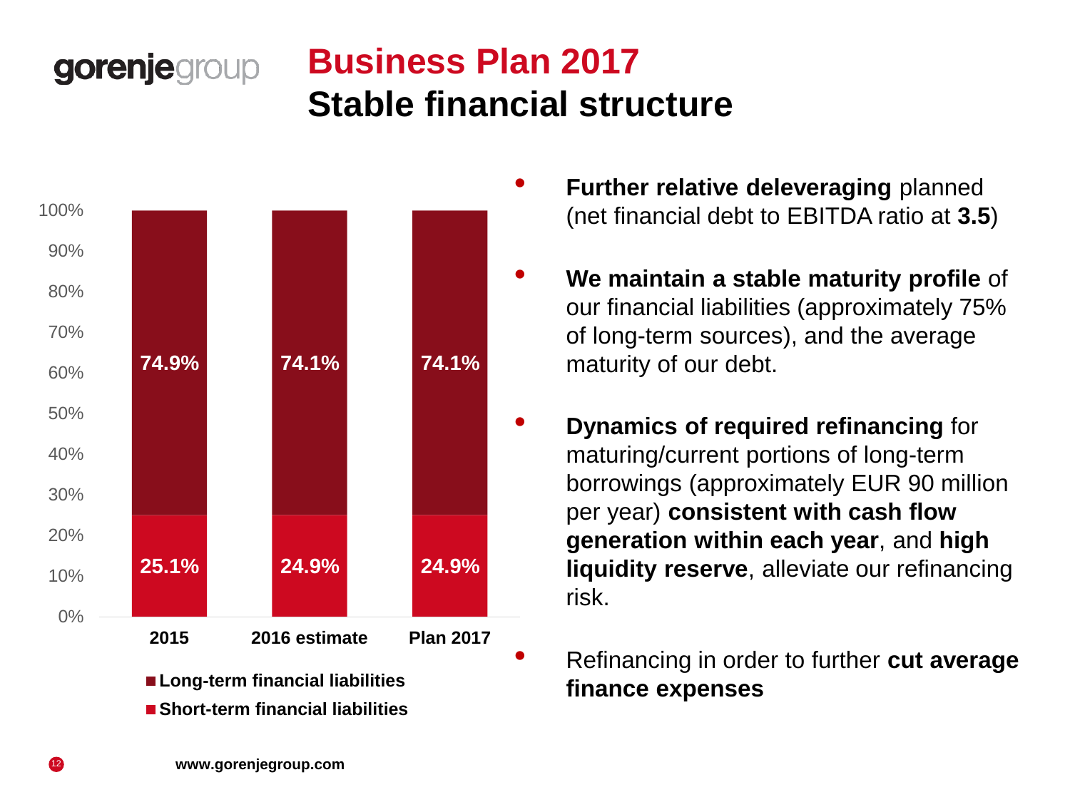# Business Plan 2017
## Stable financial structure

| | 2015 | 2016 estimate | Plan 2017 |
|---|---|---|---|
| Long-term financial liabilities | 74.9% | 74.1% | 74.1% |
| Short-term financial liabilities | 25.1% | 24.9% | 24.9% |

- **Further relative deleveraging** planned (net financial debt to EBITDA ratio at **3.5**)
- **We maintain a stable maturity profile** of our financial liabilities (approximately 75% of long-term sources), and the average maturity of our debt.
- **Dynamics of required refinancing** for maturing/current portions of long-term borrowings (approximately EUR 90 million per year) **consistent with cash flow generation within each year**, and **high liquidity reserve**, alleviate our refinancing risk.
- Refinancing in order to further **cut average finance expenses**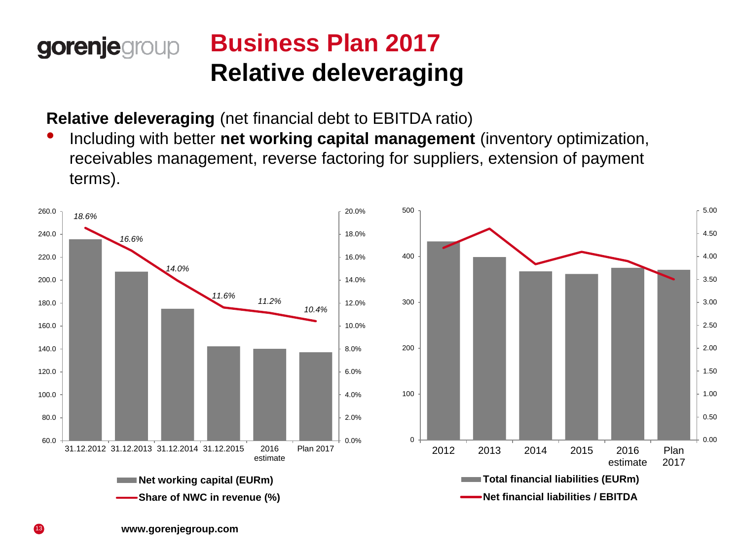# Business Plan 2017

## Relative deleveraging

**Relative deleveraging** (net financial debt to EBITDA ratio)

- Including with better **net working capital management** (inventory optimization, receivables management, reverse factoring for suppliers, extension of payment terms).

| | 31.12.2012 | 31.12.2013 | 31.12.2014 | 31.12.2015 | 2016 estimate | Plan 2017 |
|---|---|---|---|---|---|---|
| Share of NWC in revenue (%) | 18.6% | 16.6% | 14.0% | 11.6% | 11.2% | 10.4% |

Net working capital (EURm)

Share of NWC in revenue (%)

Total financial liabilities (EURm)

Net financial liabilities / EBITDA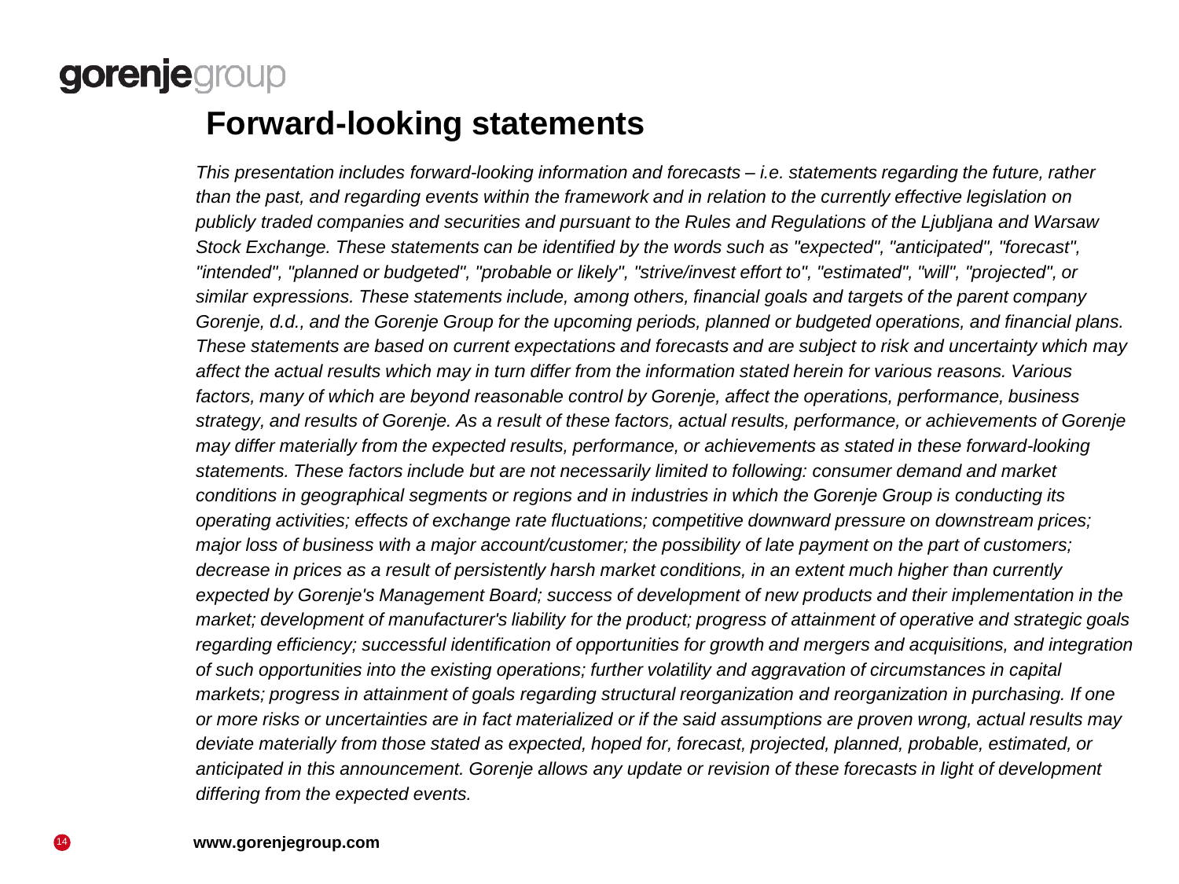# Forward-looking statements

*This presentation includes forward-looking information and forecasts – i.e. statements regarding the future, rather than the past, and regarding events within the framework and in relation to the currently effective legislation on publicly traded companies and securities and pursuant to the Rules and Regulations of the Ljubljana and Warsaw Stock Exchange. These statements can be identified by the words such as "expected", "anticipated", "forecast", "intended", "planned or budgeted", "probable or likely", "strive/invest effort to", "estimated", "will", "projected", or similar expressions. These statements include, among others, financial goals and targets of the parent company Gorenje, d.d., and the Gorenje Group for the upcoming periods, planned or budgeted operations, and financial plans. These statements are based on current expectations and forecasts and are subject to risk and uncertainty which may affect the actual results which may in turn differ from the information stated herein for various reasons. Various factors, many of which are beyond reasonable control by Gorenje, affect the operations, performance, business strategy, and results of Gorenje. As a result of these factors, actual results, performance, or achievements of Gorenje may differ materially from the expected results, performance, or achievements as stated in these forward-looking statements. These factors include but are not necessarily limited to following: consumer demand and market conditions in geographical segments or regions and in industries in which the Gorenje Group is conducting its operating activities; effects of exchange rate fluctuations; competitive downward pressure on downstream prices; major loss of business with a major account/customer; the possibility of late payment on the part of customers; decrease in prices as a result of persistently harsh market conditions, in an extent much higher than currently expected by Gorenje's Management Board; success of development of new products and their implementation in the market; development of manufacturer's liability for the product; progress of attainment of operative and strategic goals regarding efficiency; successful identification of opportunities for growth and mergers and acquisitions, and integration of such opportunities into the existing operations; further volatility and aggravation of circumstances in capital markets; progress in attainment of goals regarding structural reorganization and reorganization in purchasing. If one or more risks or uncertainties are in fact materialized or if the said assumptions are proven wrong, actual results may deviate materially from those stated as expected, hoped for, forecast, projected, planned, probable, estimated, or anticipated in this announcement. Gorenje allows any update or revision of these forecasts in light of development differing from the expected events.*